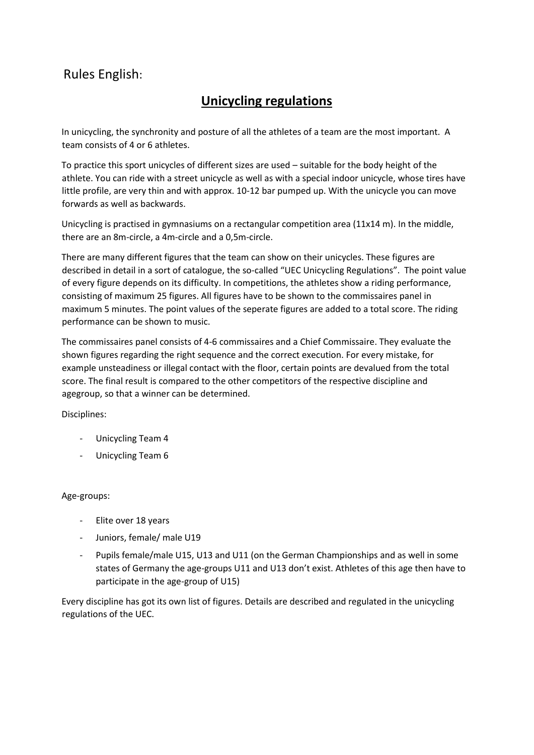Rules English:

# Unicycling regulations

In unicycling, the synchronity and posture of all the athletes of a team are the most important. A team consists of 4 or 6 athletes.

To practice this sport unicycles of different sizes are used – suitable for the body height of the athlete. You can ride with a street unicycle as well as with a special indoor unicycle, whose tires have little profile, are very thin and with approx. 10-12 bar pumped up. With the unicycle you can move forwards as well as backwards.

Unicycling is practised in gymnasiums on a rectangular competition area (11x14 m). In the middle, there are an 8m-circle, a 4m-circle and a 0,5m-circle.

There are many different figures that the team can show on their unicycles. These figures are described in detail in a sort of catalogue, the so-called "UEC Unicycling Regulations". The point value of every figure depends on its difficulty. In competitions, the athletes show a riding performance, consisting of maximum 25 figures. All figures have to be shown to the commissaires panel in maximum 5 minutes. The point values of the seperate figures are added to a total score. The riding performance can be shown to music.

The commissaires panel consists of 4-6 commissaires and a Chief Commissaire. They evaluate the shown figures regarding the right sequence and the correct execution. For every mistake, for example unsteadiness or illegal contact with the floor, certain points are devalued from the total score. The final result is compared to the other competitors of the respective discipline and agegroup, so that a winner can be determined.

Disciplines:

- Unicycling Team 4
- Unicycling Team 6

Age-groups:

- Elite over 18 years
- Juniors, female/ male U19
- Pupils female/male U15, U13 and U11 (on the German Championships and as well in some states of Germany the age-groups U11 and U13 don't exist. Athletes of this age then have to participate in the age-group of U15)

Every discipline has got its own list of figures. Details are described and regulated in the unicycling regulations of the UEC.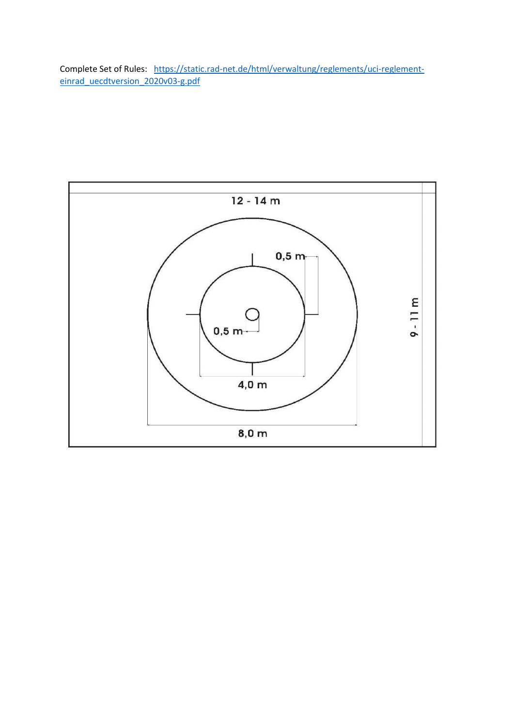Complete Set of Rules: [https://static.rad-net.de/html/verwaltung/reglements/uci-reglement-einrad_uecdtversion_2020v03-g.pdf](https://static.rad-net.de/html/verwaltung/reglements/uci-reglement-einrad_uecdtversion_2020v03-g.pdf)

12 - 14 m

0,5 m

0,5 m

4,0 m

8,0 m

9 - 11 m